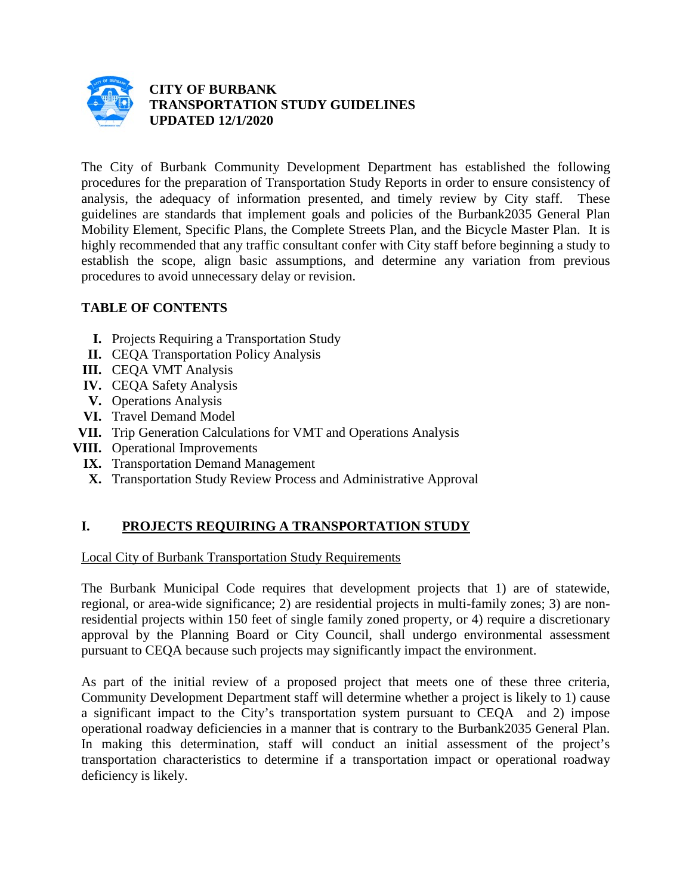**CITY OF BURBANK**
**TRANSPORTATION STUDY GUIDELINES**
**UPDATED 12/1/2020**

The City of Burbank Community Development Department has established the following procedures for the preparation of Transportation Study Reports in order to ensure consistency of analysis, the adequacy of information presented, and timely review by City staff. These guidelines are standards that implement goals and policies of the Burbank2035 General Plan Mobility Element, Specific Plans, the Complete Streets Plan, and the Bicycle Master Plan. It is highly recommended that any traffic consultant confer with City staff before beginning a study to establish the scope, align basic assumptions, and determine any variation from previous procedures to avoid unnecessary delay or revision.

## TABLE OF CONTENTS

- **I.** Projects Requiring a Transportation Study
- **II.** CEQA Transportation Policy Analysis
- **III.** CEQA VMT Analysis
- **IV.** CEQA Safety Analysis
- **V.** Operations Analysis
- **VI.** Travel Demand Model
- **VII.** Trip Generation Calculations for VMT and Operations Analysis
- **VIII.** Operational Improvements
- **IX.** Transportation Demand Management
- **X.** Transportation Study Review Process and Administrative Approval

## I. PROJECTS REQUIRING A TRANSPORTATION STUDY

Local City of Burbank Transportation Study Requirements

The Burbank Municipal Code requires that development projects that 1) are of statewide, regional, or area-wide significance; 2) are residential projects in multi-family zones; 3) are non-residential projects within 150 feet of single family zoned property, or 4) require a discretionary approval by the Planning Board or City Council, shall undergo environmental assessment pursuant to CEQA because such projects may significantly impact the environment.

As part of the initial review of a proposed project that meets one of these three criteria, Community Development Department staff will determine whether a project is likely to 1) cause a significant impact to the City's transportation system pursuant to CEQA and 2) impose operational roadway deficiencies in a manner that is contrary to the Burbank2035 General Plan. In making this determination, staff will conduct an initial assessment of the project's transportation characteristics to determine if a transportation impact or operational roadway deficiency is likely.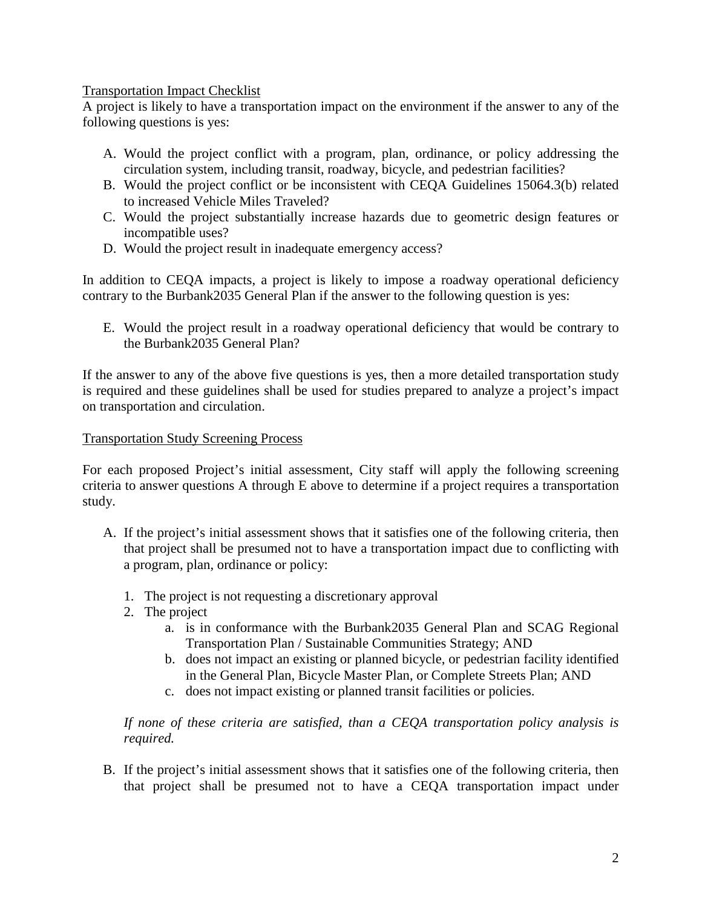Transportation Impact Checklist

A project is likely to have a transportation impact on the environment if the answer to any of the following questions is yes:

A. Would the project conflict with a program, plan, ordinance, or policy addressing the circulation system, including transit, roadway, bicycle, and pedestrian facilities?
B. Would the project conflict or be inconsistent with CEQA Guidelines 15064.3(b) related to increased Vehicle Miles Traveled?
C. Would the project substantially increase hazards due to geometric design features or incompatible uses?
D. Would the project result in inadequate emergency access?

In addition to CEQA impacts, a project is likely to impose a roadway operational deficiency contrary to the Burbank2035 General Plan if the answer to the following question is yes:

E. Would the project result in a roadway operational deficiency that would be contrary to the Burbank2035 General Plan?

If the answer to any of the above five questions is yes, then a more detailed transportation study is required and these guidelines shall be used for studies prepared to analyze a project's impact on transportation and circulation.

Transportation Study Screening Process

For each proposed Project's initial assessment, City staff will apply the following screening criteria to answer questions A through E above to determine if a project requires a transportation study.

A. If the project's initial assessment shows that it satisfies one of the following criteria, then that project shall be presumed not to have a transportation impact due to conflicting with a program, plan, ordinance or policy:

    1. The project is not requesting a discretionary approval
    2. The project
        a. is in conformance with the Burbank2035 General Plan and SCAG Regional Transportation Plan / Sustainable Communities Strategy; AND
        b. does not impact an existing or planned bicycle, or pedestrian facility identified in the General Plan, Bicycle Master Plan, or Complete Streets Plan; AND
        c. does not impact existing or planned transit facilities or policies.

    *If none of these criteria are satisfied, than a CEQA transportation policy analysis is required.*

B. If the project's initial assessment shows that it satisfies one of the following criteria, then that project shall be presumed not to have a CEQA transportation impact under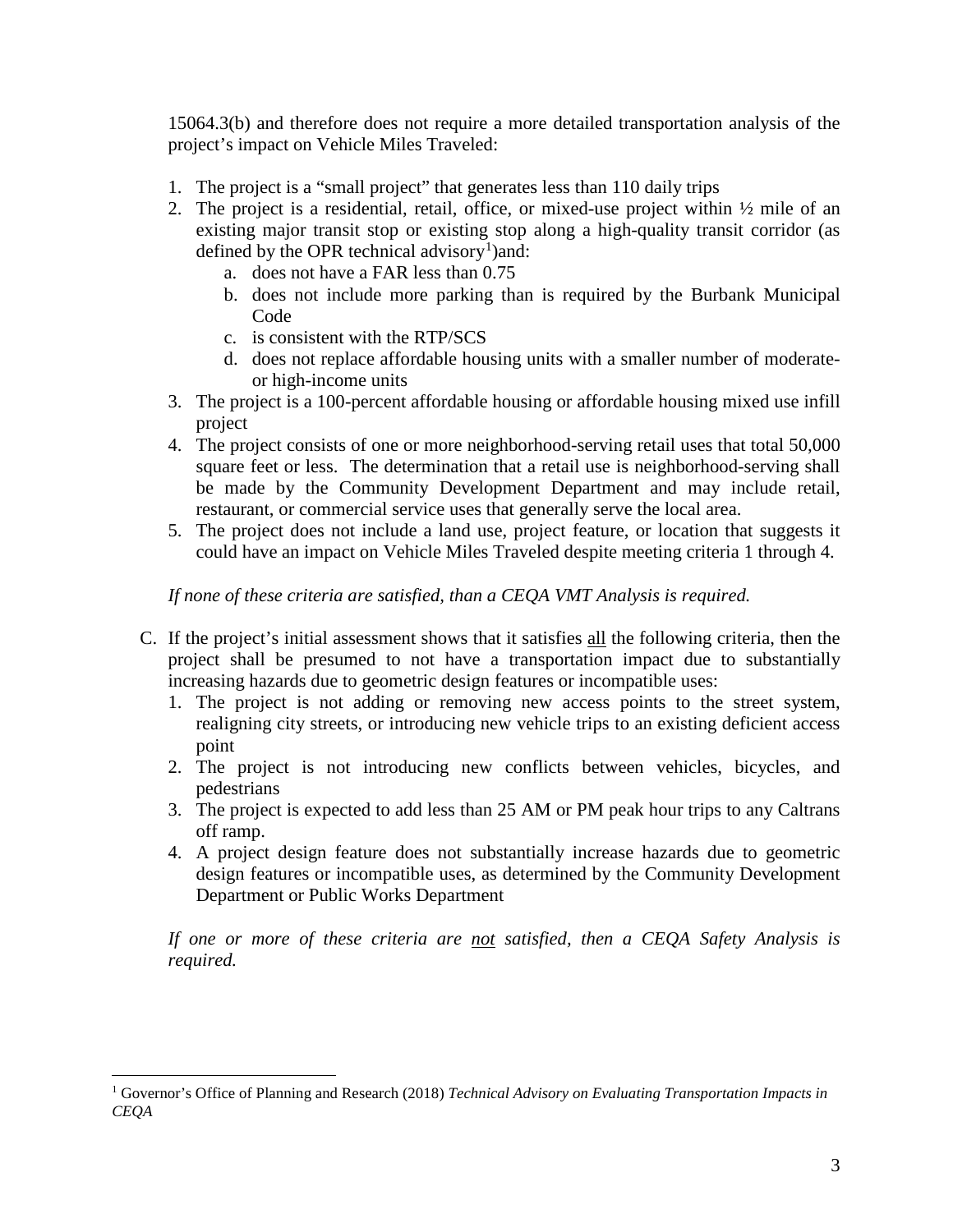15064.3(b) and therefore does not require a more detailed transportation analysis of the project's impact on Vehicle Miles Traveled:

1. The project is a "small project" that generates less than 110 daily trips
2. The project is a residential, retail, office, or mixed-use project within ½ mile of an existing major transit stop or existing stop along a high-quality transit corridor (as defined by the OPR technical advisory[1])and:
   a. does not have a FAR less than 0.75
   b. does not include more parking than is required by the Burbank Municipal Code
   c. is consistent with the RTP/SCS
   d. does not replace affordable housing units with a smaller number of moderate- or high-income units
3. The project is a 100-percent affordable housing or affordable housing mixed use infill project
4. The project consists of one or more neighborhood-serving retail uses that total 50,000 square feet or less. The determination that a retail use is neighborhood-serving shall be made by the Community Development Department and may include retail, restaurant, or commercial service uses that generally serve the local area.
5. The project does not include a land use, project feature, or location that suggests it could have an impact on Vehicle Miles Traveled despite meeting criteria 1 through 4.

*If none of these criteria are satisfied, than a CEQA VMT Analysis is required.*

C. If the project's initial assessment shows that it satisfies <u>all</u> the following criteria, then the project shall be presumed to not have a transportation impact due to substantially increasing hazards due to geometric design features or incompatible uses:
   1. The project is not adding or removing new access points to the street system, realigning city streets, or introducing new vehicle trips to an existing deficient access point
   2. The project is not introducing new conflicts between vehicles, bicycles, and pedestrians
   3. The project is expected to add less than 25 AM or PM peak hour trips to any Caltrans off ramp.
   4. A project design feature does not substantially increase hazards due to geometric design features or incompatible uses, as determined by the Community Development Department or Public Works Department

   *If one or more of these criteria are <u>not</u> satisfied, then a CEQA Safety Analysis is required.*

---

[1] Governor's Office of Planning and Research (2018) *Technical Advisory on Evaluating Transportation Impacts in CEQA*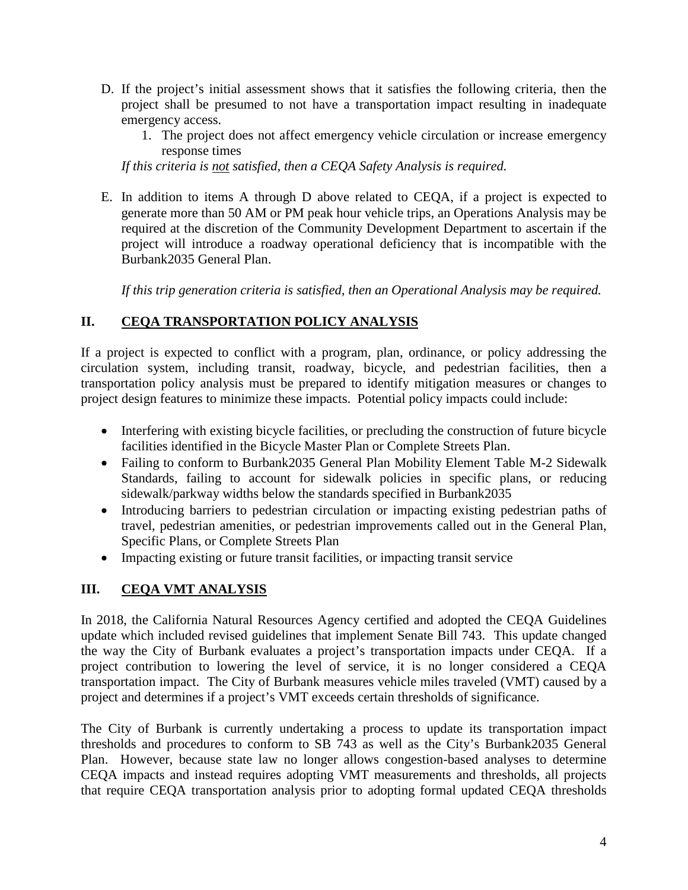D. If the project's initial assessment shows that it satisfies the following criteria, then the project shall be presumed to not have a transportation impact resulting in inadequate emergency access.

   1. The project does not affect emergency vehicle circulation or increase emergency response times

   *If this criteria is <u>not</u> satisfied, then a CEQA Safety Analysis is required.*

E. In addition to items A through D above related to CEQA, if a project is expected to generate more than 50 AM or PM peak hour vehicle trips, an Operations Analysis may be required at the discretion of the Community Development Department to ascertain if the project will introduce a roadway operational deficiency that is incompatible with the Burbank2035 General Plan.

   *If this trip generation criteria is satisfied, then an Operational Analysis may be required.*

## II. <u>CEQA TRANSPORTATION POLICY ANALYSIS</u>

If a project is expected to conflict with a program, plan, ordinance, or policy addressing the circulation system, including transit, roadway, bicycle, and pedestrian facilities, then a transportation policy analysis must be prepared to identify mitigation measures or changes to project design features to minimize these impacts. Potential policy impacts could include:

- Interfering with existing bicycle facilities, or precluding the construction of future bicycle facilities identified in the Bicycle Master Plan or Complete Streets Plan.
- Failing to conform to Burbank2035 General Plan Mobility Element Table M-2 Sidewalk Standards, failing to account for sidewalk policies in specific plans, or reducing sidewalk/parkway widths below the standards specified in Burbank2035
- Introducing barriers to pedestrian circulation or impacting existing pedestrian paths of travel, pedestrian amenities, or pedestrian improvements called out in the General Plan, Specific Plans, or Complete Streets Plan
- Impacting existing or future transit facilities, or impacting transit service

## III. <u>CEQA VMT ANALYSIS</u>

In 2018, the California Natural Resources Agency certified and adopted the CEQA Guidelines update which included revised guidelines that implement Senate Bill 743. This update changed the way the City of Burbank evaluates a project's transportation impacts under CEQA. If a project contribution to lowering the level of service, it is no longer considered a CEQA transportation impact. The City of Burbank measures vehicle miles traveled (VMT) caused by a project and determines if a project's VMT exceeds certain thresholds of significance.

The City of Burbank is currently undertaking a process to update its transportation impact thresholds and procedures to conform to SB 743 as well as the City's Burbank2035 General Plan. However, because state law no longer allows congestion-based analyses to determine CEQA impacts and instead requires adopting VMT measurements and thresholds, all projects that require CEQA transportation analysis prior to adopting formal updated CEQA thresholds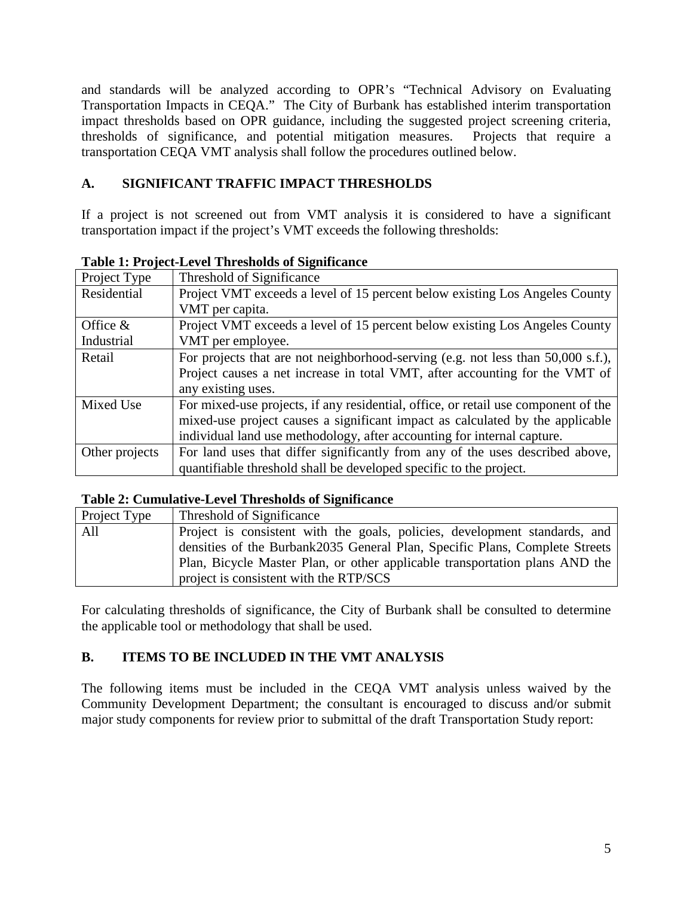and standards will be analyzed according to OPR's "Technical Advisory on Evaluating Transportation Impacts in CEQA." The City of Burbank has established interim transportation impact thresholds based on OPR guidance, including the suggested project screening criteria, thresholds of significance, and potential mitigation measures. Projects that require a transportation CEQA VMT analysis shall follow the procedures outlined below.

## A. SIGNIFICANT TRAFFIC IMPACT THRESHOLDS

If a project is not screened out from VMT analysis it is considered to have a significant transportation impact if the project's VMT exceeds the following thresholds:

**Table 1: Project-Level Thresholds of Significance**

| Project Type | Threshold of Significance |
|---|---|
| Residential | Project VMT exceeds a level of 15 percent below existing Los Angeles County VMT per capita. |
| Office & Industrial | Project VMT exceeds a level of 15 percent below existing Los Angeles County VMT per employee. |
| Retail | For projects that are not neighborhood-serving (e.g. not less than 50,000 s.f.), Project causes a net increase in total VMT, after accounting for the VMT of any existing uses. |
| Mixed Use | For mixed-use projects, if any residential, office, or retail use component of the mixed-use project causes a significant impact as calculated by the applicable individual land use methodology, after accounting for internal capture. |
| Other projects | For land uses that differ significantly from any of the uses described above, quantifiable threshold shall be developed specific to the project. |

**Table 2: Cumulative-Level Thresholds of Significance**

| Project Type | Threshold of Significance |
|---|---|
| All | Project is consistent with the goals, policies, development standards, and densities of the Burbank2035 General Plan, Specific Plans, Complete Streets Plan, Bicycle Master Plan, or other applicable transportation plans AND the project is consistent with the RTP/SCS |

For calculating thresholds of significance, the City of Burbank shall be consulted to determine the applicable tool or methodology that shall be used.

## B. ITEMS TO BE INCLUDED IN THE VMT ANALYSIS

The following items must be included in the CEQA VMT analysis unless waived by the Community Development Department; the consultant is encouraged to discuss and/or submit major study components for review prior to submittal of the draft Transportation Study report: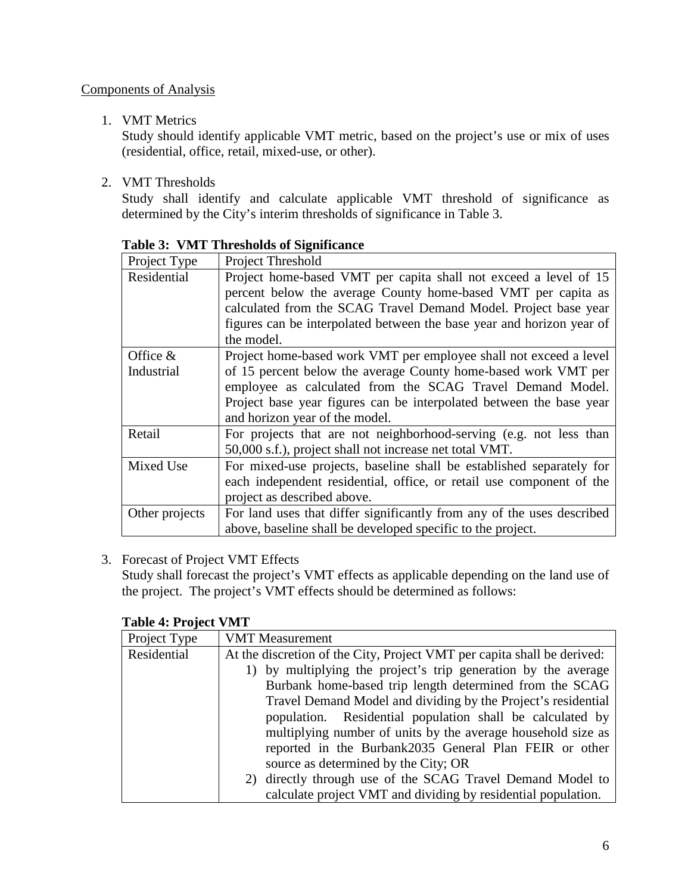Components of Analysis

1. VMT Metrics
   Study should identify applicable VMT metric, based on the project's use or mix of uses (residential, office, retail, mixed-use, or other).

2. VMT Thresholds
   Study shall identify and calculate applicable VMT threshold of significance as determined by the City's interim thresholds of significance in Table 3.

**Table 3: VMT Thresholds of Significance**

| Project Type | Project Threshold |
|---|---|
| Residential | Project home-based VMT per capita shall not exceed a level of 15 percent below the average County home-based VMT per capita as calculated from the SCAG Travel Demand Model. Project base year figures can be interpolated between the base year and horizon year of the model. |
| Office & Industrial | Project home-based work VMT per employee shall not exceed a level of 15 percent below the average County home-based work VMT per employee as calculated from the SCAG Travel Demand Model. Project base year figures can be interpolated between the base year and horizon year of the model. |
| Retail | For projects that are not neighborhood-serving (e.g. not less than 50,000 s.f.), project shall not increase net total VMT. |
| Mixed Use | For mixed-use projects, baseline shall be established separately for each independent residential, office, or retail use component of the project as described above. |
| Other projects | For land uses that differ significantly from any of the uses described above, baseline shall be developed specific to the project. |

3. Forecast of Project VMT Effects
   Study shall forecast the project's VMT effects as applicable depending on the land use of the project. The project's VMT effects should be determined as follows:

**Table 4: Project VMT**

| Project Type | VMT Measurement |
|---|---|
| Residential | At the discretion of the City, Project VMT per capita shall be derived:<br>1) by multiplying the project's trip generation by the average Burbank home-based trip length determined from the SCAG Travel Demand Model and dividing by the Project's residential population. Residential population shall be calculated by multiplying number of units by the average household size as reported in the Burbank2035 General Plan FEIR or other source as determined by the City; OR<br>2) directly through use of the SCAG Travel Demand Model to calculate project VMT and dividing by residential population. |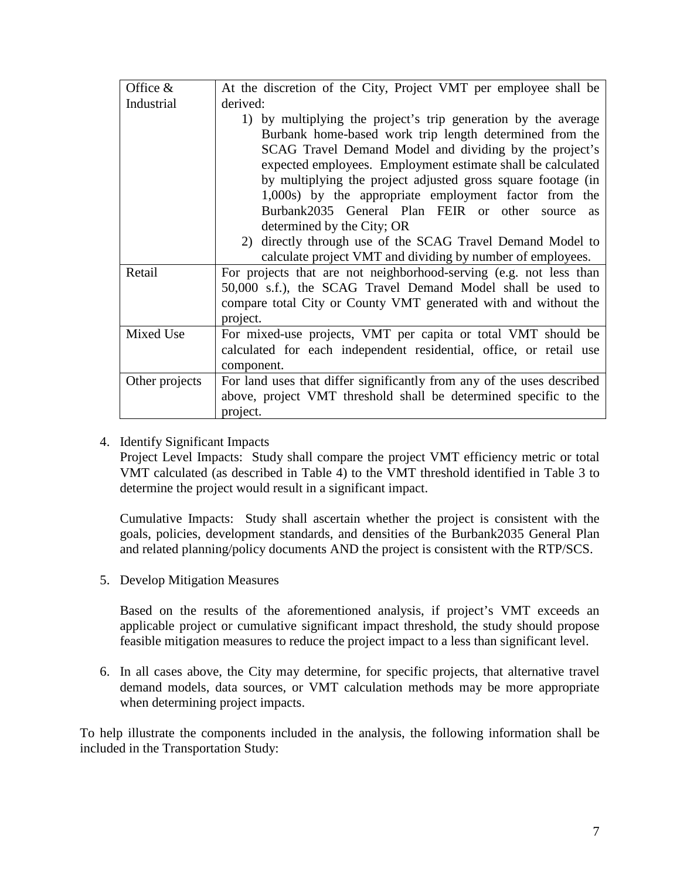| | |
|---|---|
| Office & Industrial | At the discretion of the City, Project VMT per employee shall be derived:<br>1) by multiplying the project's trip generation by the average Burbank home-based work trip length determined from the SCAG Travel Demand Model and dividing by the project's expected employees. Employment estimate shall be calculated by multiplying the project adjusted gross square footage (in 1,000s) by the appropriate employment factor from the Burbank2035 General Plan FEIR or other source as determined by the City; OR<br>2) directly through use of the SCAG Travel Demand Model to calculate project VMT and dividing by number of employees. |
| Retail | For projects that are not neighborhood-serving (e.g. not less than 50,000 s.f.), the SCAG Travel Demand Model shall be used to compare total City or County VMT generated with and without the project. |
| Mixed Use | For mixed-use projects, VMT per capita or total VMT should be calculated for each independent residential, office, or retail use component. |
| Other projects | For land uses that differ significantly from any of the uses described above, project VMT threshold shall be determined specific to the project. |

4. Identify Significant Impacts

   Project Level Impacts: Study shall compare the project VMT efficiency metric or total VMT calculated (as described in Table 4) to the VMT threshold identified in Table 3 to determine the project would result in a significant impact.

   Cumulative Impacts: Study shall ascertain whether the project is consistent with the goals, policies, development standards, and densities of the Burbank2035 General Plan and related planning/policy documents AND the project is consistent with the RTP/SCS.

5. Develop Mitigation Measures

   Based on the results of the aforementioned analysis, if project's VMT exceeds an applicable project or cumulative significant impact threshold, the study should propose feasible mitigation measures to reduce the project impact to a less than significant level.

6. In all cases above, the City may determine, for specific projects, that alternative travel demand models, data sources, or VMT calculation methods may be more appropriate when determining project impacts.

To help illustrate the components included in the analysis, the following information shall be included in the Transportation Study: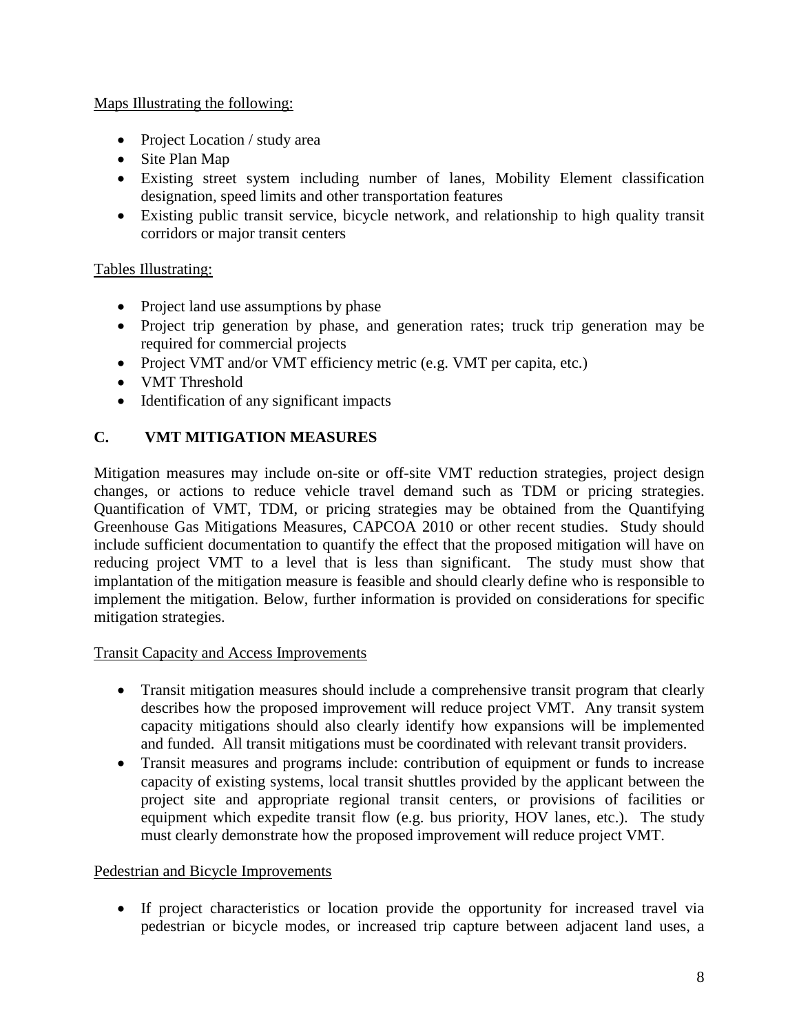Maps Illustrating the following:

- Project Location / study area
- Site Plan Map
- Existing street system including number of lanes, Mobility Element classification designation, speed limits and other transportation features
- Existing public transit service, bicycle network, and relationship to high quality transit corridors or major transit centers

Tables Illustrating:

- Project land use assumptions by phase
- Project trip generation by phase, and generation rates; truck trip generation may be required for commercial projects
- Project VMT and/or VMT efficiency metric (e.g. VMT per capita, etc.)
- VMT Threshold
- Identification of any significant impacts

## C. VMT MITIGATION MEASURES

Mitigation measures may include on-site or off-site VMT reduction strategies, project design changes, or actions to reduce vehicle travel demand such as TDM or pricing strategies. Quantification of VMT, TDM, or pricing strategies may be obtained from the Quantifying Greenhouse Gas Mitigations Measures, CAPCOA 2010 or other recent studies. Study should include sufficient documentation to quantify the effect that the proposed mitigation will have on reducing project VMT to a level that is less than significant. The study must show that implantation of the mitigation measure is feasible and should clearly define who is responsible to implement the mitigation. Below, further information is provided on considerations for specific mitigation strategies.

Transit Capacity and Access Improvements

- Transit mitigation measures should include a comprehensive transit program that clearly describes how the proposed improvement will reduce project VMT. Any transit system capacity mitigations should also clearly identify how expansions will be implemented and funded. All transit mitigations must be coordinated with relevant transit providers.
- Transit measures and programs include: contribution of equipment or funds to increase capacity of existing systems, local transit shuttles provided by the applicant between the project site and appropriate regional transit centers, or provisions of facilities or equipment which expedite transit flow (e.g. bus priority, HOV lanes, etc.). The study must clearly demonstrate how the proposed improvement will reduce project VMT.

Pedestrian and Bicycle Improvements

- If project characteristics or location provide the opportunity for increased travel via pedestrian or bicycle modes, or increased trip capture between adjacent land uses, a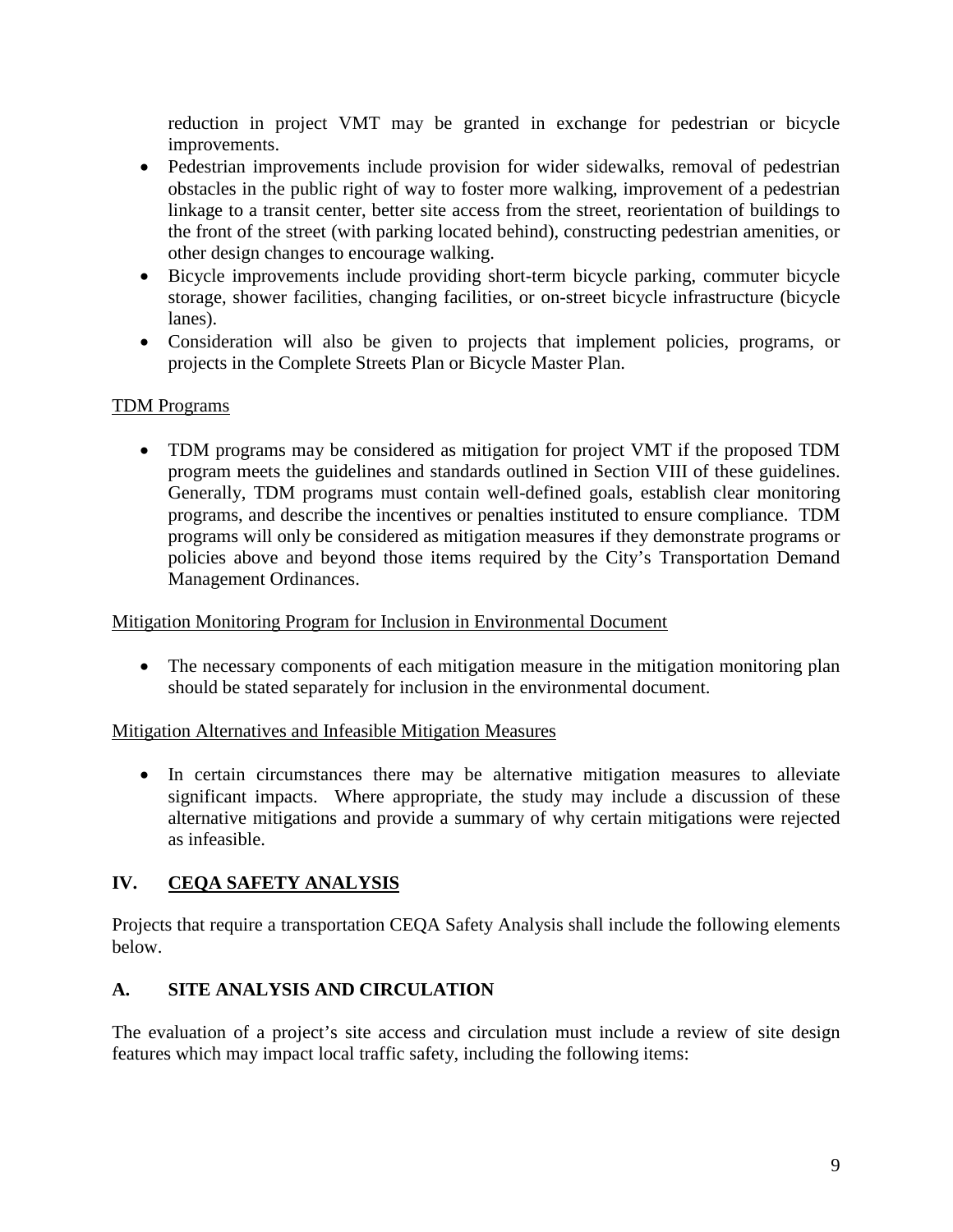reduction in project VMT may be granted in exchange for pedestrian or bicycle improvements.

- Pedestrian improvements include provision for wider sidewalks, removal of pedestrian obstacles in the public right of way to foster more walking, improvement of a pedestrian linkage to a transit center, better site access from the street, reorientation of buildings to the front of the street (with parking located behind), constructing pedestrian amenities, or other design changes to encourage walking.
- Bicycle improvements include providing short-term bicycle parking, commuter bicycle storage, shower facilities, changing facilities, or on-street bicycle infrastructure (bicycle lanes).
- Consideration will also be given to projects that implement policies, programs, or projects in the Complete Streets Plan or Bicycle Master Plan.

<u>TDM Programs</u>

- TDM programs may be considered as mitigation for project VMT if the proposed TDM program meets the guidelines and standards outlined in Section VIII of these guidelines. Generally, TDM programs must contain well-defined goals, establish clear monitoring programs, and describe the incentives or penalties instituted to ensure compliance. TDM programs will only be considered as mitigation measures if they demonstrate programs or policies above and beyond those items required by the City's Transportation Demand Management Ordinances.

<u>Mitigation Monitoring Program for Inclusion in Environmental Document</u>

- The necessary components of each mitigation measure in the mitigation monitoring plan should be stated separately for inclusion in the environmental document.

<u>Mitigation Alternatives and Infeasible Mitigation Measures</u>

- In certain circumstances there may be alternative mitigation measures to alleviate significant impacts. Where appropriate, the study may include a discussion of these alternative mitigations and provide a summary of why certain mitigations were rejected as infeasible.

## IV. <u>CEQA SAFETY ANALYSIS</u>

Projects that require a transportation CEQA Safety Analysis shall include the following elements below.

### A. SITE ANALYSIS AND CIRCULATION

The evaluation of a project's site access and circulation must include a review of site design features which may impact local traffic safety, including the following items: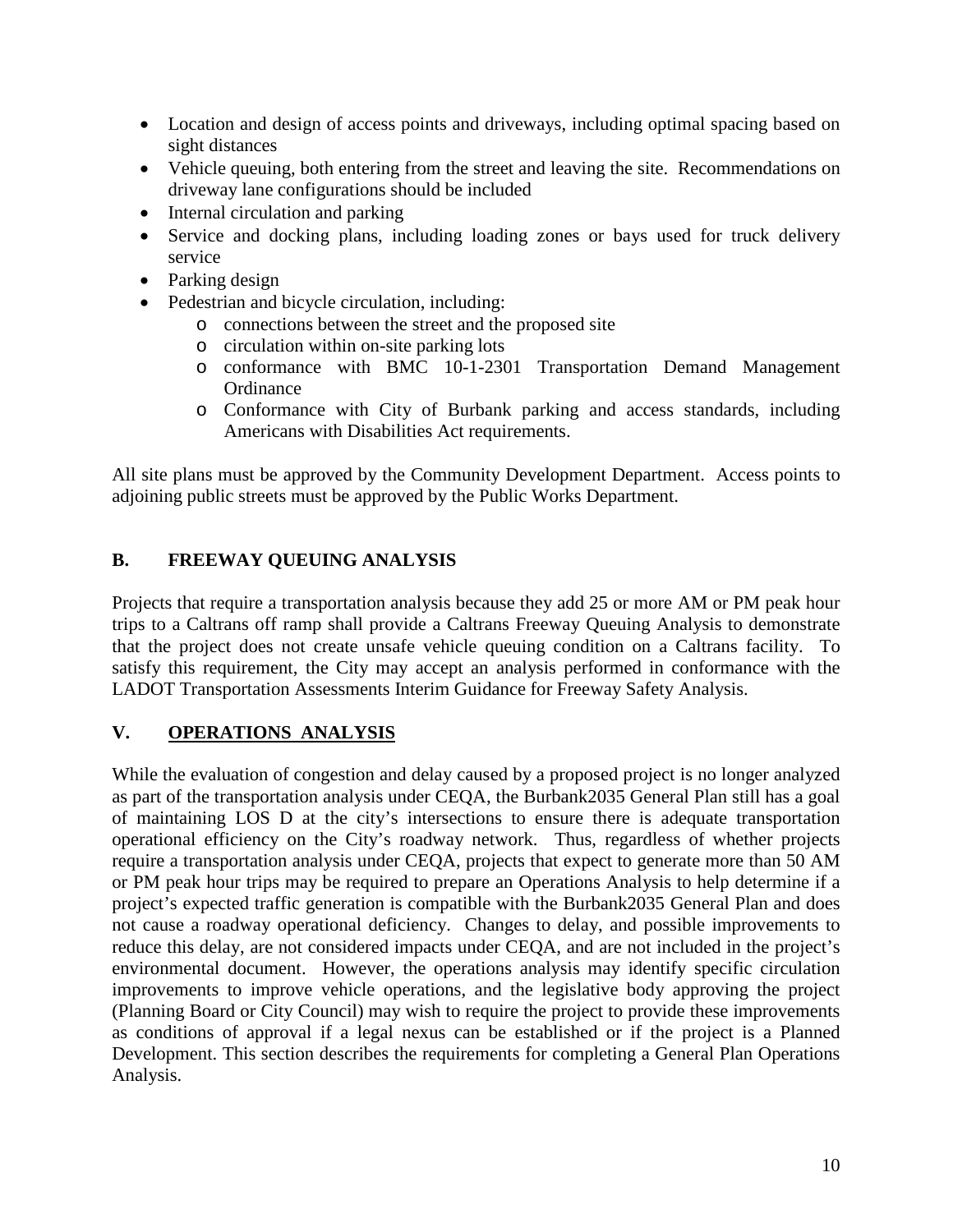- Location and design of access points and driveways, including optimal spacing based on sight distances
- Vehicle queuing, both entering from the street and leaving the site. Recommendations on driveway lane configurations should be included
- Internal circulation and parking
- Service and docking plans, including loading zones or bays used for truck delivery service
- Parking design
- Pedestrian and bicycle circulation, including:
    - connections between the street and the proposed site
    - circulation within on-site parking lots
    - conformance with BMC 10-1-2301 Transportation Demand Management Ordinance
    - Conformance with City of Burbank parking and access standards, including Americans with Disabilities Act requirements.

All site plans must be approved by the Community Development Department. Access points to adjoining public streets must be approved by the Public Works Department.

### B. FREEWAY QUEUING ANALYSIS

Projects that require a transportation analysis because they add 25 or more AM or PM peak hour trips to a Caltrans off ramp shall provide a Caltrans Freeway Queuing Analysis to demonstrate that the project does not create unsafe vehicle queuing condition on a Caltrans facility. To satisfy this requirement, the City may accept an analysis performed in conformance with the LADOT Transportation Assessments Interim Guidance for Freeway Safety Analysis.

## V. OPERATIONS ANALYSIS

While the evaluation of congestion and delay caused by a proposed project is no longer analyzed as part of the transportation analysis under CEQA, the Burbank2035 General Plan still has a goal of maintaining LOS D at the city's intersections to ensure there is adequate transportation operational efficiency on the City's roadway network. Thus, regardless of whether projects require a transportation analysis under CEQA, projects that expect to generate more than 50 AM or PM peak hour trips may be required to prepare an Operations Analysis to help determine if a project's expected traffic generation is compatible with the Burbank2035 General Plan and does not cause a roadway operational deficiency. Changes to delay, and possible improvements to reduce this delay, are not considered impacts under CEQA, and are not included in the project's environmental document. However, the operations analysis may identify specific circulation improvements to improve vehicle operations, and the legislative body approving the project (Planning Board or City Council) may wish to require the project to provide these improvements as conditions of approval if a legal nexus can be established or if the project is a Planned Development. This section describes the requirements for completing a General Plan Operations Analysis.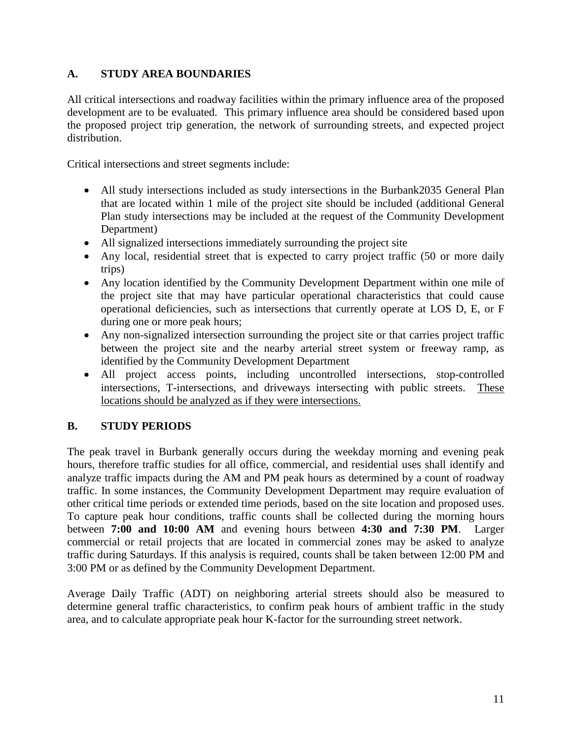## A. STUDY AREA BOUNDARIES

All critical intersections and roadway facilities within the primary influence area of the proposed development are to be evaluated. This primary influence area should be considered based upon the proposed project trip generation, the network of surrounding streets, and expected project distribution.

Critical intersections and street segments include:

- All study intersections included as study intersections in the Burbank2035 General Plan that are located within 1 mile of the project site should be included (additional General Plan study intersections may be included at the request of the Community Development Department)
- All signalized intersections immediately surrounding the project site
- Any local, residential street that is expected to carry project traffic (50 or more daily trips)
- Any location identified by the Community Development Department within one mile of the project site that may have particular operational characteristics that could cause operational deficiencies, such as intersections that currently operate at LOS D, E, or F during one or more peak hours;
- Any non-signalized intersection surrounding the project site or that carries project traffic between the project site and the nearby arterial street system or freeway ramp, as identified by the Community Development Department
- All project access points, including uncontrolled intersections, stop-controlled intersections, T-intersections, and driveways intersecting with public streets. <u>These locations should be analyzed as if they were intersections.</u>

## B. STUDY PERIODS

The peak travel in Burbank generally occurs during the weekday morning and evening peak hours, therefore traffic studies for all office, commercial, and residential uses shall identify and analyze traffic impacts during the AM and PM peak hours as determined by a count of roadway traffic. In some instances, the Community Development Department may require evaluation of other critical time periods or extended time periods, based on the site location and proposed uses. To capture peak hour conditions, traffic counts shall be collected during the morning hours between **7:00 and 10:00 AM** and evening hours between **4:30 and 7:30 PM**. Larger commercial or retail projects that are located in commercial zones may be asked to analyze traffic during Saturdays. If this analysis is required, counts shall be taken between 12:00 PM and 3:00 PM or as defined by the Community Development Department.

Average Daily Traffic (ADT) on neighboring arterial streets should also be measured to determine general traffic characteristics, to confirm peak hours of ambient traffic in the study area, and to calculate appropriate peak hour K-factor for the surrounding street network.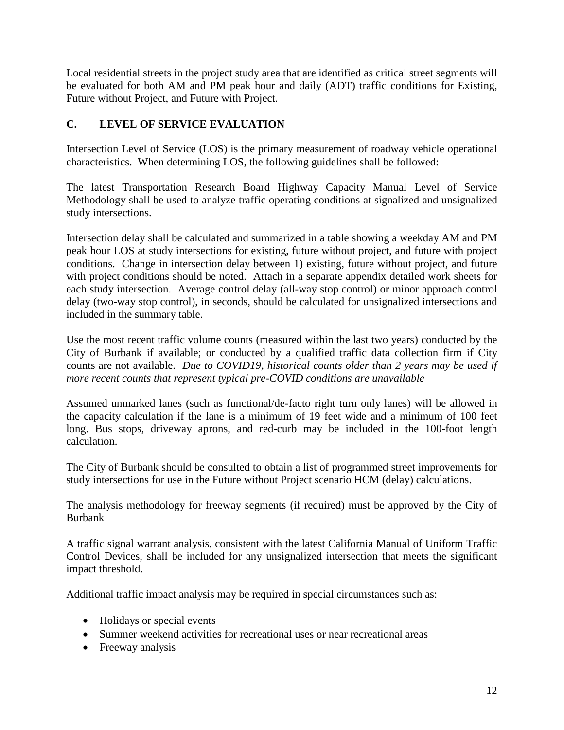Local residential streets in the project study area that are identified as critical street segments will be evaluated for both AM and PM peak hour and daily (ADT) traffic conditions for Existing, Future without Project, and Future with Project.

## C. LEVEL OF SERVICE EVALUATION

Intersection Level of Service (LOS) is the primary measurement of roadway vehicle operational characteristics. When determining LOS, the following guidelines shall be followed:

The latest Transportation Research Board Highway Capacity Manual Level of Service Methodology shall be used to analyze traffic operating conditions at signalized and unsignalized study intersections.

Intersection delay shall be calculated and summarized in a table showing a weekday AM and PM peak hour LOS at study intersections for existing, future without project, and future with project conditions. Change in intersection delay between 1) existing, future without project, and future with project conditions should be noted. Attach in a separate appendix detailed work sheets for each study intersection. Average control delay (all-way stop control) or minor approach control delay (two-way stop control), in seconds, should be calculated for unsignalized intersections and included in the summary table.

Use the most recent traffic volume counts (measured within the last two years) conducted by the City of Burbank if available; or conducted by a qualified traffic data collection firm if City counts are not available. *Due to COVID19, historical counts older than 2 years may be used if more recent counts that represent typical pre-COVID conditions are unavailable*

Assumed unmarked lanes (such as functional/de-facto right turn only lanes) will be allowed in the capacity calculation if the lane is a minimum of 19 feet wide and a minimum of 100 feet long. Bus stops, driveway aprons, and red-curb may be included in the 100-foot length calculation.

The City of Burbank should be consulted to obtain a list of programmed street improvements for study intersections for use in the Future without Project scenario HCM (delay) calculations.

The analysis methodology for freeway segments (if required) must be approved by the City of Burbank

A traffic signal warrant analysis, consistent with the latest California Manual of Uniform Traffic Control Devices, shall be included for any unsignalized intersection that meets the significant impact threshold.

Additional traffic impact analysis may be required in special circumstances such as:

- Holidays or special events
- Summer weekend activities for recreational uses or near recreational areas
- Freeway analysis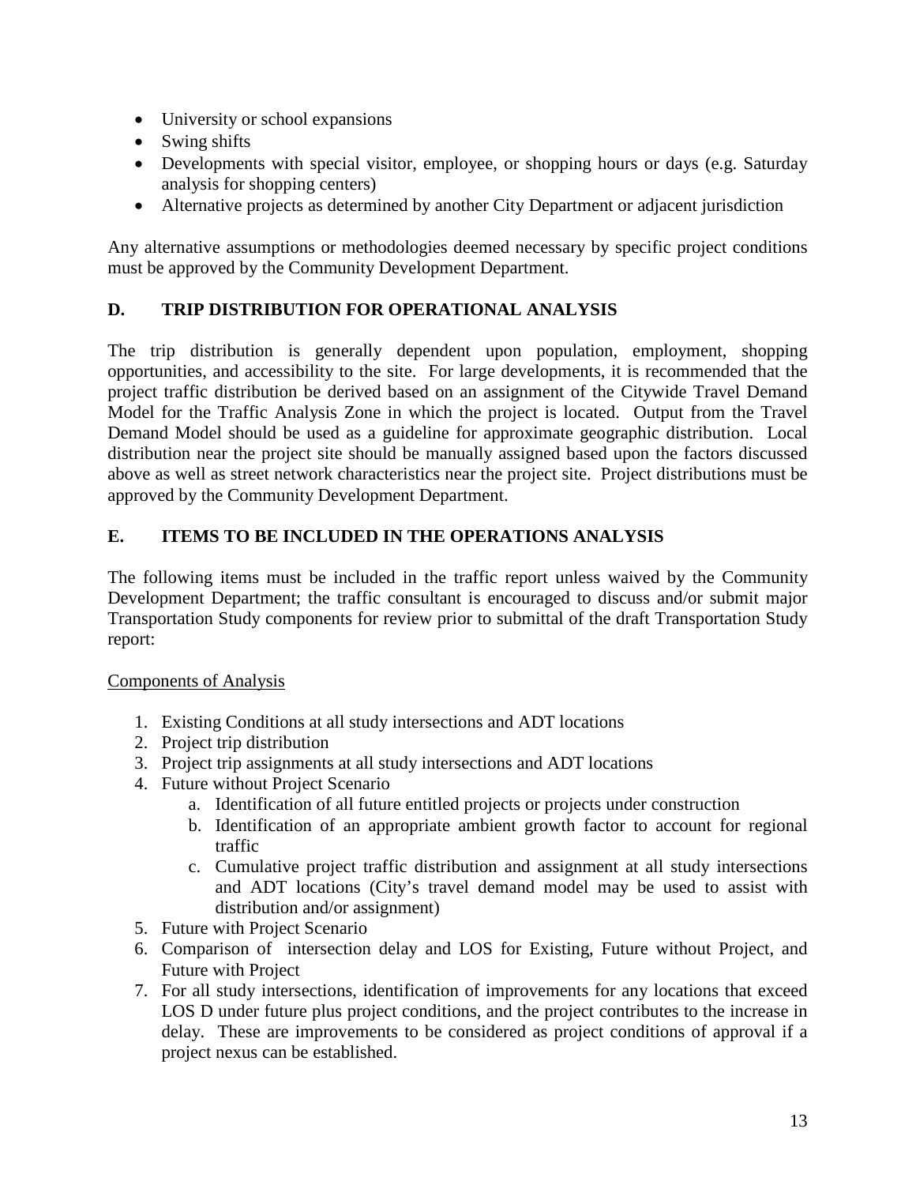- University or school expansions
- Swing shifts
- Developments with special visitor, employee, or shopping hours or days (e.g. Saturday analysis for shopping centers)
- Alternative projects as determined by another City Department or adjacent jurisdiction

Any alternative assumptions or methodologies deemed necessary by specific project conditions must be approved by the Community Development Department.

## D. TRIP DISTRIBUTION FOR OPERATIONAL ANALYSIS

The trip distribution is generally dependent upon population, employment, shopping opportunities, and accessibility to the site. For large developments, it is recommended that the project traffic distribution be derived based on an assignment of the Citywide Travel Demand Model for the Traffic Analysis Zone in which the project is located. Output from the Travel Demand Model should be used as a guideline for approximate geographic distribution. Local distribution near the project site should be manually assigned based upon the factors discussed above as well as street network characteristics near the project site. Project distributions must be approved by the Community Development Department.

## E. ITEMS TO BE INCLUDED IN THE OPERATIONS ANALYSIS

The following items must be included in the traffic report unless waived by the Community Development Department; the traffic consultant is encouraged to discuss and/or submit major Transportation Study components for review prior to submittal of the draft Transportation Study report:

<u>Components of Analysis</u>

1. Existing Conditions at all study intersections and ADT locations
2. Project trip distribution
3. Project trip assignments at all study intersections and ADT locations
4. Future without Project Scenario
   a. Identification of all future entitled projects or projects under construction
   b. Identification of an appropriate ambient growth factor to account for regional traffic
   c. Cumulative project traffic distribution and assignment at all study intersections and ADT locations (City's travel demand model may be used to assist with distribution and/or assignment)
5. Future with Project Scenario
6. Comparison of intersection delay and LOS for Existing, Future without Project, and Future with Project
7. For all study intersections, identification of improvements for any locations that exceed LOS D under future plus project conditions, and the project contributes to the increase in delay. These are improvements to be considered as project conditions of approval if a project nexus can be established.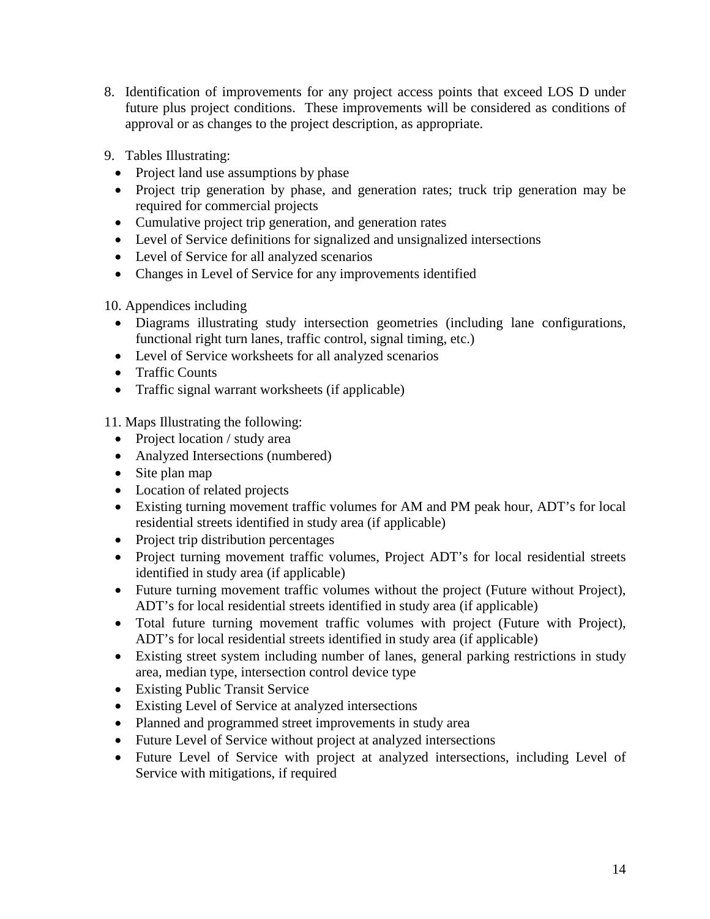8. Identification of improvements for any project access points that exceed LOS D under future plus project conditions. These improvements will be considered as conditions of approval or as changes to the project description, as appropriate.

9. Tables Illustrating:
   - Project land use assumptions by phase
   - Project trip generation by phase, and generation rates; truck trip generation may be required for commercial projects
   - Cumulative project trip generation, and generation rates
   - Level of Service definitions for signalized and unsignalized intersections
   - Level of Service for all analyzed scenarios
   - Changes in Level of Service for any improvements identified

10. Appendices including
    - Diagrams illustrating study intersection geometries (including lane configurations, functional right turn lanes, traffic control, signal timing, etc.)
    - Level of Service worksheets for all analyzed scenarios
    - Traffic Counts
    - Traffic signal warrant worksheets (if applicable)

11. Maps Illustrating the following:
    - Project location / study area
    - Analyzed Intersections (numbered)
    - Site plan map
    - Location of related projects
    - Existing turning movement traffic volumes for AM and PM peak hour, ADT's for local residential streets identified in study area (if applicable)
    - Project trip distribution percentages
    - Project turning movement traffic volumes, Project ADT's for local residential streets identified in study area (if applicable)
    - Future turning movement traffic volumes without the project (Future without Project), ADT's for local residential streets identified in study area (if applicable)
    - Total future turning movement traffic volumes with project (Future with Project), ADT's for local residential streets identified in study area (if applicable)
    - Existing street system including number of lanes, general parking restrictions in study area, median type, intersection control device type
    - Existing Public Transit Service
    - Existing Level of Service at analyzed intersections
    - Planned and programmed street improvements in study area
    - Future Level of Service without project at analyzed intersections
    - Future Level of Service with project at analyzed intersections, including Level of Service with mitigations, if required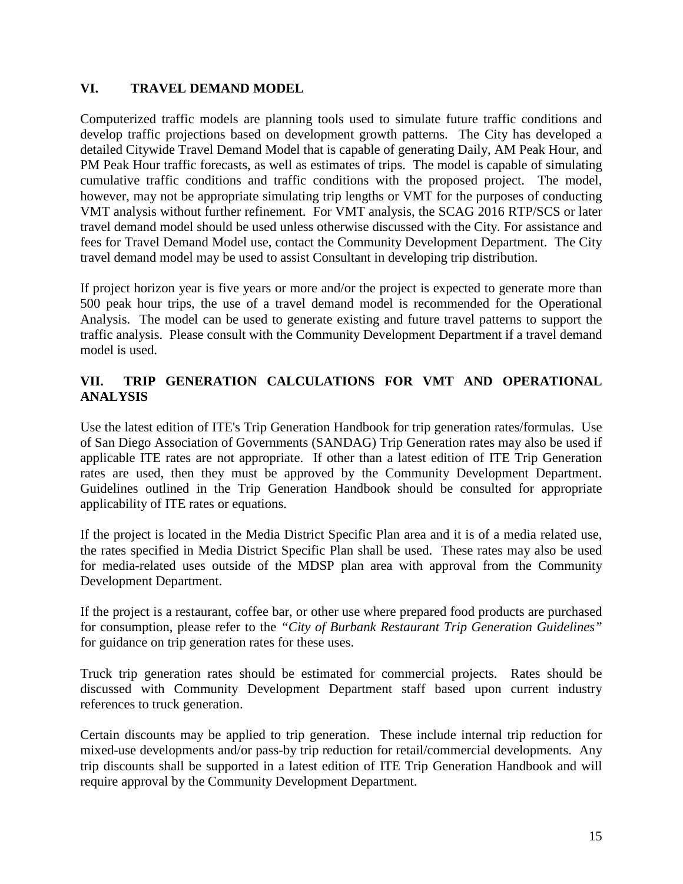## VI. TRAVEL DEMAND MODEL

Computerized traffic models are planning tools used to simulate future traffic conditions and develop traffic projections based on development growth patterns. The City has developed a detailed Citywide Travel Demand Model that is capable of generating Daily, AM Peak Hour, and PM Peak Hour traffic forecasts, as well as estimates of trips. The model is capable of simulating cumulative traffic conditions and traffic conditions with the proposed project. The model, however, may not be appropriate simulating trip lengths or VMT for the purposes of conducting VMT analysis without further refinement. For VMT analysis, the SCAG 2016 RTP/SCS or later travel demand model should be used unless otherwise discussed with the City. For assistance and fees for Travel Demand Model use, contact the Community Development Department. The City travel demand model may be used to assist Consultant in developing trip distribution.

If project horizon year is five years or more and/or the project is expected to generate more than 500 peak hour trips, the use of a travel demand model is recommended for the Operational Analysis. The model can be used to generate existing and future travel patterns to support the traffic analysis. Please consult with the Community Development Department if a travel demand model is used.

## VII. TRIP GENERATION CALCULATIONS FOR VMT AND OPERATIONAL ANALYSIS

Use the latest edition of ITE's Trip Generation Handbook for trip generation rates/formulas. Use of San Diego Association of Governments (SANDAG) Trip Generation rates may also be used if applicable ITE rates are not appropriate. If other than a latest edition of ITE Trip Generation rates are used, then they must be approved by the Community Development Department. Guidelines outlined in the Trip Generation Handbook should be consulted for appropriate applicability of ITE rates or equations.

If the project is located in the Media District Specific Plan area and it is of a media related use, the rates specified in Media District Specific Plan shall be used. These rates may also be used for media-related uses outside of the MDSP plan area with approval from the Community Development Department.

If the project is a restaurant, coffee bar, or other use where prepared food products are purchased for consumption, please refer to the *"City of Burbank Restaurant Trip Generation Guidelines"* for guidance on trip generation rates for these uses.

Truck trip generation rates should be estimated for commercial projects. Rates should be discussed with Community Development Department staff based upon current industry references to truck generation.

Certain discounts may be applied to trip generation. These include internal trip reduction for mixed-use developments and/or pass-by trip reduction for retail/commercial developments. Any trip discounts shall be supported in a latest edition of ITE Trip Generation Handbook and will require approval by the Community Development Department.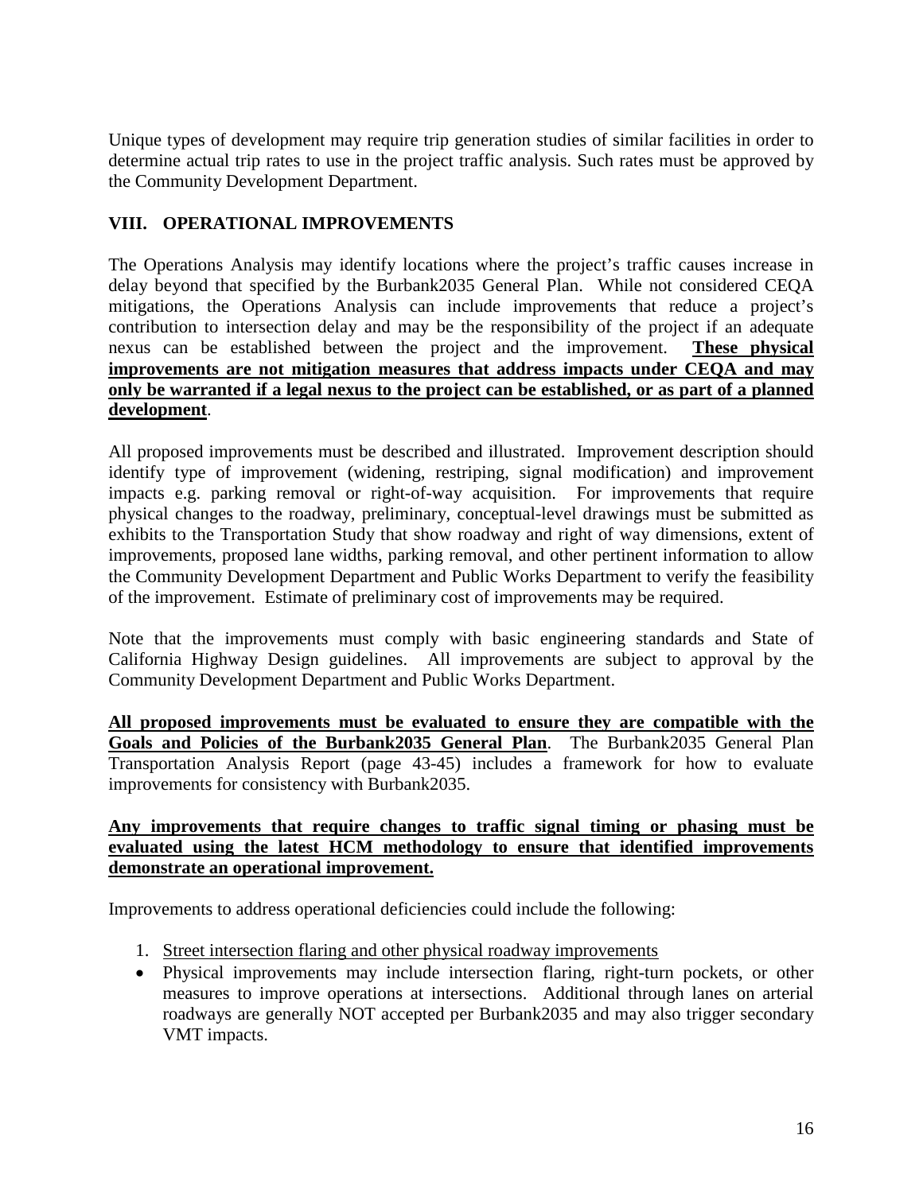Unique types of development may require trip generation studies of similar facilities in order to determine actual trip rates to use in the project traffic analysis. Such rates must be approved by the Community Development Department.

## VIII. OPERATIONAL IMPROVEMENTS

The Operations Analysis may identify locations where the project's traffic causes increase in delay beyond that specified by the Burbank2035 General Plan. While not considered CEQA mitigations, the Operations Analysis can include improvements that reduce a project's contribution to intersection delay and may be the responsibility of the project if an adequate nexus can be established between the project and the improvement. **<u>These physical improvements are not mitigation measures that address impacts under CEQA and may only be warranted if a legal nexus to the project can be established, or as part of a planned development</u>**.

All proposed improvements must be described and illustrated. Improvement description should identify type of improvement (widening, restriping, signal modification) and improvement impacts e.g. parking removal or right-of-way acquisition. For improvements that require physical changes to the roadway, preliminary, conceptual-level drawings must be submitted as exhibits to the Transportation Study that show roadway and right of way dimensions, extent of improvements, proposed lane widths, parking removal, and other pertinent information to allow the Community Development Department and Public Works Department to verify the feasibility of the improvement. Estimate of preliminary cost of improvements may be required.

Note that the improvements must comply with basic engineering standards and State of California Highway Design guidelines. All improvements are subject to approval by the Community Development Department and Public Works Department.

**<u>All proposed improvements must be evaluated to ensure they are compatible with the Goals and Policies of the Burbank2035 General Plan</u>**. The Burbank2035 General Plan Transportation Analysis Report (page 43-45) includes a framework for how to evaluate improvements for consistency with Burbank2035.

**<u>Any improvements that require changes to traffic signal timing or phasing must be evaluated using the latest HCM methodology to ensure that identified improvements demonstrate an operational improvement.</u>**

Improvements to address operational deficiencies could include the following:

1. <u>Street intersection flaring and other physical roadway improvements</u>

- Physical improvements may include intersection flaring, right-turn pockets, or other measures to improve operations at intersections. Additional through lanes on arterial roadways are generally NOT accepted per Burbank2035 and may also trigger secondary VMT impacts.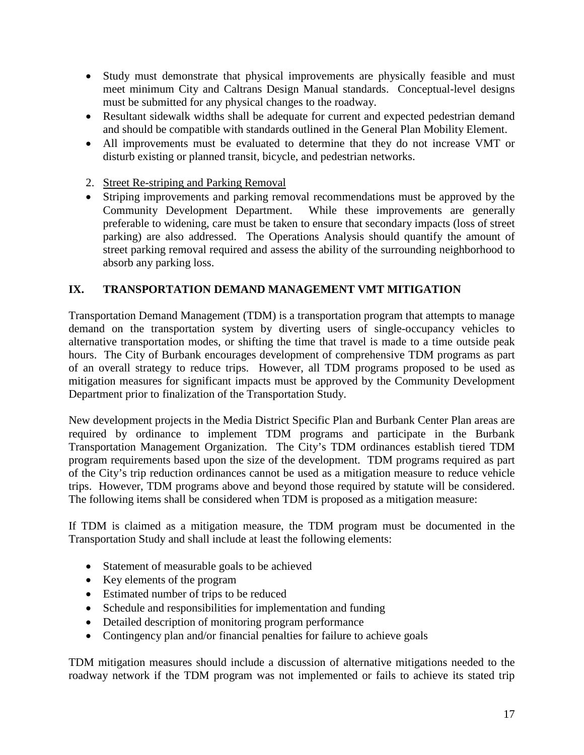- Study must demonstrate that physical improvements are physically feasible and must meet minimum City and Caltrans Design Manual standards. Conceptual-level designs must be submitted for any physical changes to the roadway.
- Resultant sidewalk widths shall be adequate for current and expected pedestrian demand and should be compatible with standards outlined in the General Plan Mobility Element.
- All improvements must be evaluated to determine that they do not increase VMT or disturb existing or planned transit, bicycle, and pedestrian networks.

2. <u>Street Re-striping and Parking Removal</u>

- Striping improvements and parking removal recommendations must be approved by the Community Development Department. While these improvements are generally preferable to widening, care must be taken to ensure that secondary impacts (loss of street parking) are also addressed. The Operations Analysis should quantify the amount of street parking removal required and assess the ability of the surrounding neighborhood to absorb any parking loss.

## IX. TRANSPORTATION DEMAND MANAGEMENT VMT MITIGATION

Transportation Demand Management (TDM) is a transportation program that attempts to manage demand on the transportation system by diverting users of single-occupancy vehicles to alternative transportation modes, or shifting the time that travel is made to a time outside peak hours. The City of Burbank encourages development of comprehensive TDM programs as part of an overall strategy to reduce trips. However, all TDM programs proposed to be used as mitigation measures for significant impacts must be approved by the Community Development Department prior to finalization of the Transportation Study.

New development projects in the Media District Specific Plan and Burbank Center Plan areas are required by ordinance to implement TDM programs and participate in the Burbank Transportation Management Organization. The City's TDM ordinances establish tiered TDM program requirements based upon the size of the development. TDM programs required as part of the City's trip reduction ordinances cannot be used as a mitigation measure to reduce vehicle trips. However, TDM programs above and beyond those required by statute will be considered. The following items shall be considered when TDM is proposed as a mitigation measure:

If TDM is claimed as a mitigation measure, the TDM program must be documented in the Transportation Study and shall include at least the following elements:

- Statement of measurable goals to be achieved
- Key elements of the program
- Estimated number of trips to be reduced
- Schedule and responsibilities for implementation and funding
- Detailed description of monitoring program performance
- Contingency plan and/or financial penalties for failure to achieve goals

TDM mitigation measures should include a discussion of alternative mitigations needed to the roadway network if the TDM program was not implemented or fails to achieve its stated trip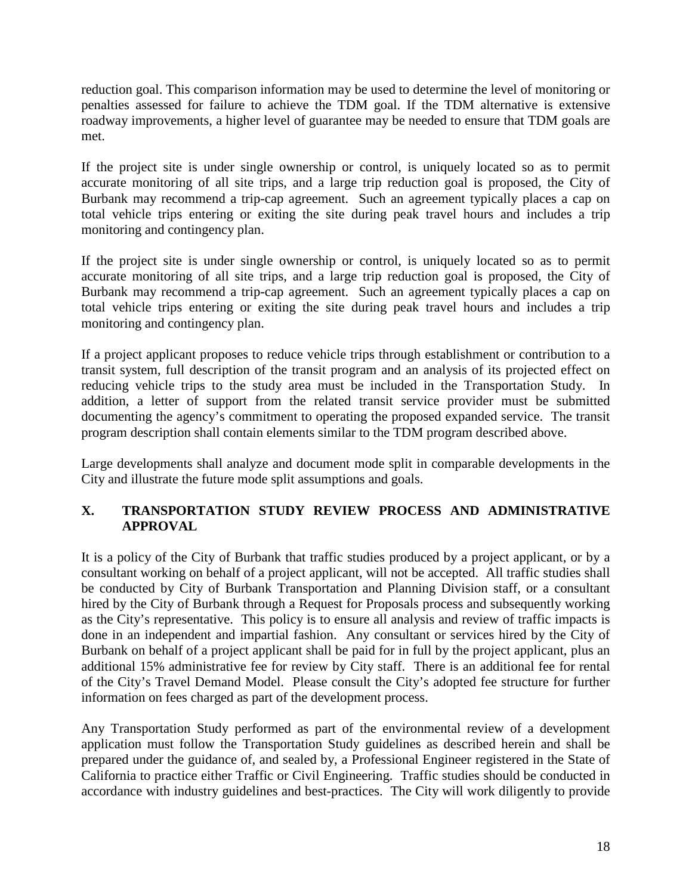reduction goal. This comparison information may be used to determine the level of monitoring or penalties assessed for failure to achieve the TDM goal. If the TDM alternative is extensive roadway improvements, a higher level of guarantee may be needed to ensure that TDM goals are met.

If the project site is under single ownership or control, is uniquely located so as to permit accurate monitoring of all site trips, and a large trip reduction goal is proposed, the City of Burbank may recommend a trip-cap agreement. Such an agreement typically places a cap on total vehicle trips entering or exiting the site during peak travel hours and includes a trip monitoring and contingency plan.

If the project site is under single ownership or control, is uniquely located so as to permit accurate monitoring of all site trips, and a large trip reduction goal is proposed, the City of Burbank may recommend a trip-cap agreement. Such an agreement typically places a cap on total vehicle trips entering or exiting the site during peak travel hours and includes a trip monitoring and contingency plan.

If a project applicant proposes to reduce vehicle trips through establishment or contribution to a transit system, full description of the transit program and an analysis of its projected effect on reducing vehicle trips to the study area must be included in the Transportation Study. In addition, a letter of support from the related transit service provider must be submitted documenting the agency's commitment to operating the proposed expanded service. The transit program description shall contain elements similar to the TDM program described above.

Large developments shall analyze and document mode split in comparable developments in the City and illustrate the future mode split assumptions and goals.

## X. TRANSPORTATION STUDY REVIEW PROCESS AND ADMINISTRATIVE APPROVAL

It is a policy of the City of Burbank that traffic studies produced by a project applicant, or by a consultant working on behalf of a project applicant, will not be accepted. All traffic studies shall be conducted by City of Burbank Transportation and Planning Division staff, or a consultant hired by the City of Burbank through a Request for Proposals process and subsequently working as the City's representative. This policy is to ensure all analysis and review of traffic impacts is done in an independent and impartial fashion. Any consultant or services hired by the City of Burbank on behalf of a project applicant shall be paid for in full by the project applicant, plus an additional 15% administrative fee for review by City staff. There is an additional fee for rental of the City's Travel Demand Model. Please consult the City's adopted fee structure for further information on fees charged as part of the development process.

Any Transportation Study performed as part of the environmental review of a development application must follow the Transportation Study guidelines as described herein and shall be prepared under the guidance of, and sealed by, a Professional Engineer registered in the State of California to practice either Traffic or Civil Engineering. Traffic studies should be conducted in accordance with industry guidelines and best-practices. The City will work diligently to provide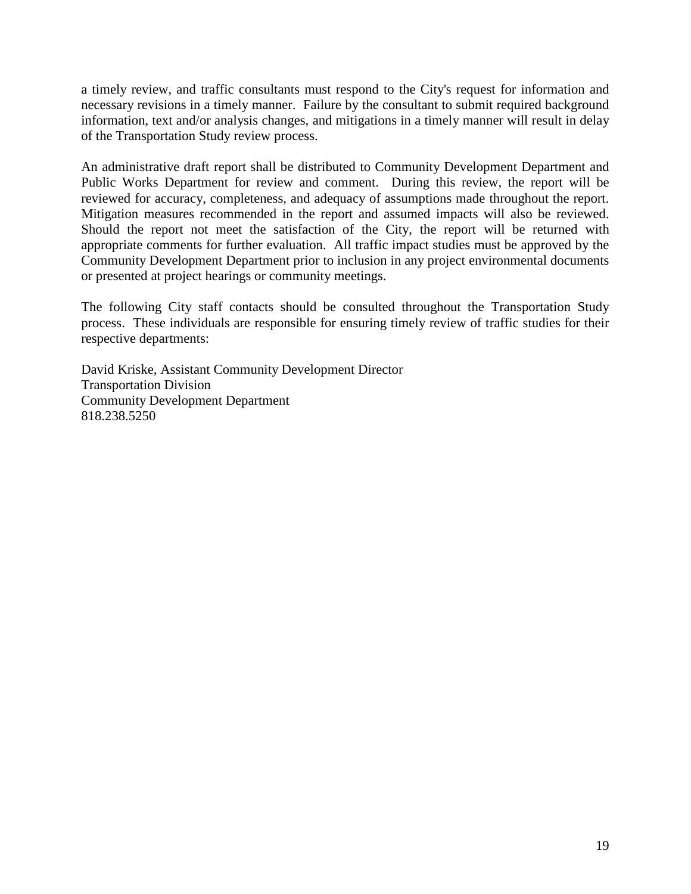a timely review, and traffic consultants must respond to the City's request for information and necessary revisions in a timely manner. Failure by the consultant to submit required background information, text and/or analysis changes, and mitigations in a timely manner will result in delay of the Transportation Study review process.

An administrative draft report shall be distributed to Community Development Department and Public Works Department for review and comment. During this review, the report will be reviewed for accuracy, completeness, and adequacy of assumptions made throughout the report. Mitigation measures recommended in the report and assumed impacts will also be reviewed. Should the report not meet the satisfaction of the City, the report will be returned with appropriate comments for further evaluation. All traffic impact studies must be approved by the Community Development Department prior to inclusion in any project environmental documents or presented at project hearings or community meetings.

The following City staff contacts should be consulted throughout the Transportation Study process. These individuals are responsible for ensuring timely review of traffic studies for their respective departments:

David Kriske, Assistant Community Development Director
Transportation Division
Community Development Department
818.238.5250